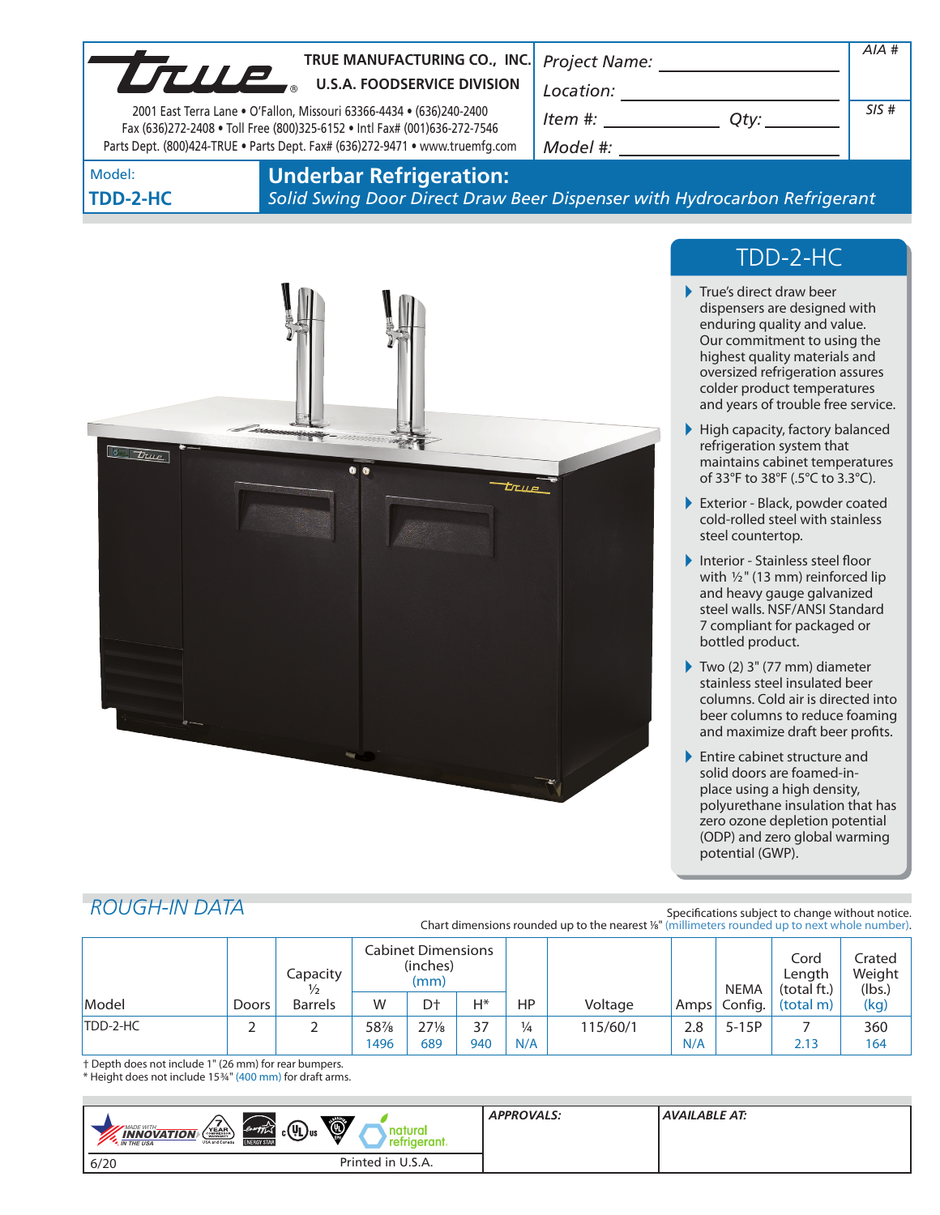**TRUE MANUFACTURING CO., INC.**
**U.S.A. FOODSERVICE DIVISION**

2001 East Terra Lane • O'Fallon, Missouri 63366-4434 • (636)240-2400
Fax (636)272-2408 • Toll Free (800)325-6152 • Intl Fax# (001)636-272-7546
Parts Dept. (800)424-TRUE • Parts Dept. Fax# (636)272-9471 • www.truemfg.com

*Project Name:* ________________
*Location:* ________________
*Item #:* ________ *Qty:* ________
*Model #:* ________________

*AIA #*

*SIS #*

Model:
**TDD-2-HC**

# Underbar Refrigeration:

*Solid Swing Door Direct Draw Beer Dispenser with Hydrocarbon Refrigerant*

## TDD-2-HC

- True's direct draw beer dispensers are designed with enduring quality and value. Our commitment to using the highest quality materials and oversized refrigeration assures colder product temperatures and years of trouble free service.
- High capacity, factory balanced refrigeration system that maintains cabinet temperatures of 33°F to 38°F (.5°C to 3.3°C).
- Exterior - Black, powder coated cold-rolled steel with stainless steel countertop.
- Interior - Stainless steel floor with ½" (13 mm) reinforced lip and heavy gauge galvanized steel walls. NSF/ANSI Standard 7 compliant for packaged or bottled product.
- Two (2) 3" (77 mm) diameter stainless steel insulated beer columns. Cold air is directed into beer columns to reduce foaming and maximize draft beer profits.
- Entire cabinet structure and solid doors are foamed-in-place using a high density, polyurethane insulation that has zero ozone depletion potential (ODP) and zero global warming potential (GWP).

## ROUGH-IN DATA

Specifications subject to change without notice.
Chart dimensions rounded up to the nearest ⅛" (millimeters rounded up to next whole number).

| Model | Doors | Capacity ½ Barrels | Cabinet Dimensions (inches) (mm) W | D† | H* | HP | Voltage | Amps | NEMA Config. | Cord Length (total ft.) (total m) | Crated Weight (lbs.) (kg) |
|---|---|---|---|---|---|---|---|---|---|---|---|
| TDD-2-HC | 2 | 2 | 58⅞ 1496 | 27⅛ 689 | 37 940 | ¼ N/A | 115/60/1 | 2.8 N/A | 5-15P | 7 2.13 | 360 164 |

† Depth does not include 1" (26 mm) for rear bumpers.
* Height does not include 15¾" (400 mm) for draft arms.

*APPROVALS:*

*AVAILABLE AT:*

6/20 Printed in U.S.A.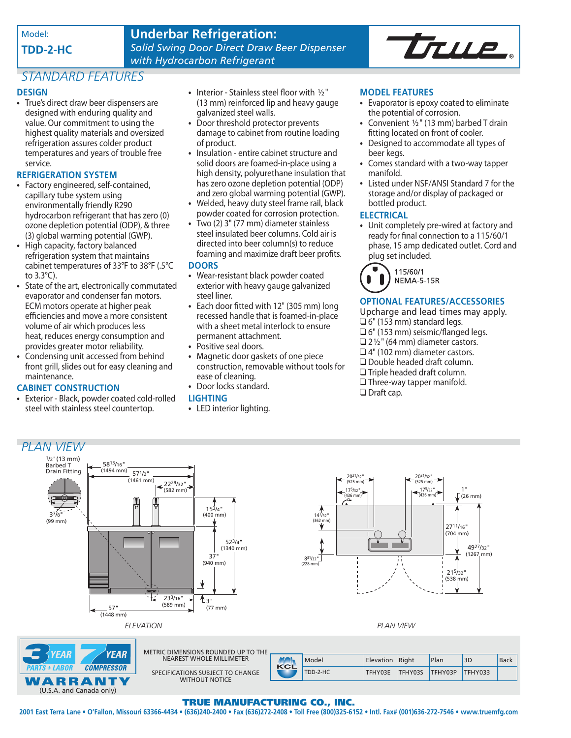Model:

**TDD-2-HC**

# Underbar Refrigeration:

*Solid Swing Door Direct Draw Beer Dispenser with Hydrocarbon Refrigerant*

## STANDARD FEATURES

### DESIGN

- True's direct draw beer dispensers are designed with enduring quality and value. Our commitment to using the highest quality materials and oversized refrigeration assures colder product temperatures and years of trouble free service.

### REFRIGERATION SYSTEM

- Factory engineered, self-contained, capillary tube system using environmentally friendly R290 hydrocarbon refrigerant that has zero (0) ozone depletion potential (ODP), & three (3) global warming potential (GWP).
- High capacity, factory balanced refrigeration system that maintains cabinet temperatures of 33°F to 38°F (.5°C to 3.3°C).
- State of the art, electronically commutated evaporator and condenser fan motors. ECM motors operate at higher peak efficiencies and move a more consistent volume of air which produces less heat, reduces energy consumption and provides greater motor reliability.
- Condensing unit accessed from behind front grill, slides out for easy cleaning and maintenance.

### CABINET CONSTRUCTION

- Exterior - Black, powder coated cold-rolled steel with stainless steel countertop.
- Interior - Stainless steel floor with ½" (13 mm) reinforced lip and heavy gauge galvanized steel walls.
- Door threshold protector prevents damage to cabinet from routine loading of product.
- Insulation - entire cabinet structure and solid doors are foamed-in-place using a high density, polyurethane insulation that has zero ozone depletion potential (ODP) and zero global warming potential (GWP).
- Welded, heavy duty steel frame rail, black powder coated for corrosion protection.
- Two (2) 3" (77 mm) diameter stainless steel insulated beer columns. Cold air is directed into beer column(s) to reduce foaming and maximize draft beer profits.

### DOORS

- Wear-resistant black powder coated exterior with heavy gauge galvanized steel liner.
- Each door fitted with 12" (305 mm) long recessed handle that is foamed-in-place with a sheet metal interlock to ensure permanent attachment.
- Positive seal doors.
- Magnetic door gaskets of one piece construction, removable without tools for ease of cleaning.
- Door locks standard.

### LIGHTING

- LED interior lighting.

### MODEL FEATURES

- Evaporator is epoxy coated to eliminate the potential of corrosion.
- Convenient ½" (13 mm) barbed T drain fitting located on front of cooler.
- Designed to accommodate all types of beer kegs.
- Comes standard with a two-way tapper manifold.
- Listed under NSF/ANSI Standard 7 for the storage and/or display of packaged or bottled product.

### ELECTRICAL

- Unit completely pre-wired at factory and ready for final connection to a 115/60/1 phase, 15 amp dedicated outlet. Cord and plug set included.

115/60/1
NEMA-5-15R

### OPTIONAL FEATURES/ACCESSORIES

Upcharge and lead times may apply.

- ❑ 6" (153 mm) standard legs.
- ❑ 6" (153 mm) seismic/flanged legs.
- ❑ 2½" (64 mm) diameter castors.
- ❑ 4" (102 mm) diameter castors.
- ❑ Double headed draft column.
- ❑ Triple headed draft column.
- ❑ Three-way tapper manifold.
- ❑ Draft cap.

## PLAN VIEW

½" (13 mm) Barbed T Drain Fitting
58 13/16" (1494 mm)
57½" (1461 mm)
22 29/32" (582 mm)
3 7/8" (99 mm)
15 3/4" (400 mm)
52 3/4" (1340 mm)
37" (940 mm)
23 3/16" (589 mm)
3" (77 mm)
57" (1448 mm)

ELEVATION

20 21/32" (525 mm)
17 5/32" (436 mm)
20 21/32" (525 mm)
17 5/32" (436 mm)
1" (26 mm)
14 7/32" (362 mm)
27 11/16" (704 mm)
49 27/32" (1267 mm)
8 31/32" (228 mm)
21 5/32" (538 mm)

PLAN VIEW

3 YEAR PARTS + LABOR · 7 YEAR COMPRESSOR
WARRANTY
(U.S.A. and Canada only)

METRIC DIMENSIONS ROUNDED UP TO THE NEAREST WHOLE MILLIMETER

SPECIFICATIONS SUBJECT TO CHANGE WITHOUT NOTICE

| Model | Elevation | Right | Plan | 3D | Back |
|---|---|---|---|---|---|
| TDD-2-HC | TFHY03E | TFHY03S | TFHY03P | TFHY033 | |

**TRUE MANUFACTURING CO., INC.**

2001 East Terra Lane • O'Fallon, Missouri 63366-4434 • (636)240-2400 • Fax (636)272-2408 • Toll Free (800)325-6152 • Intl. Fax# (001)636-272-7546 • www.truemfg.com